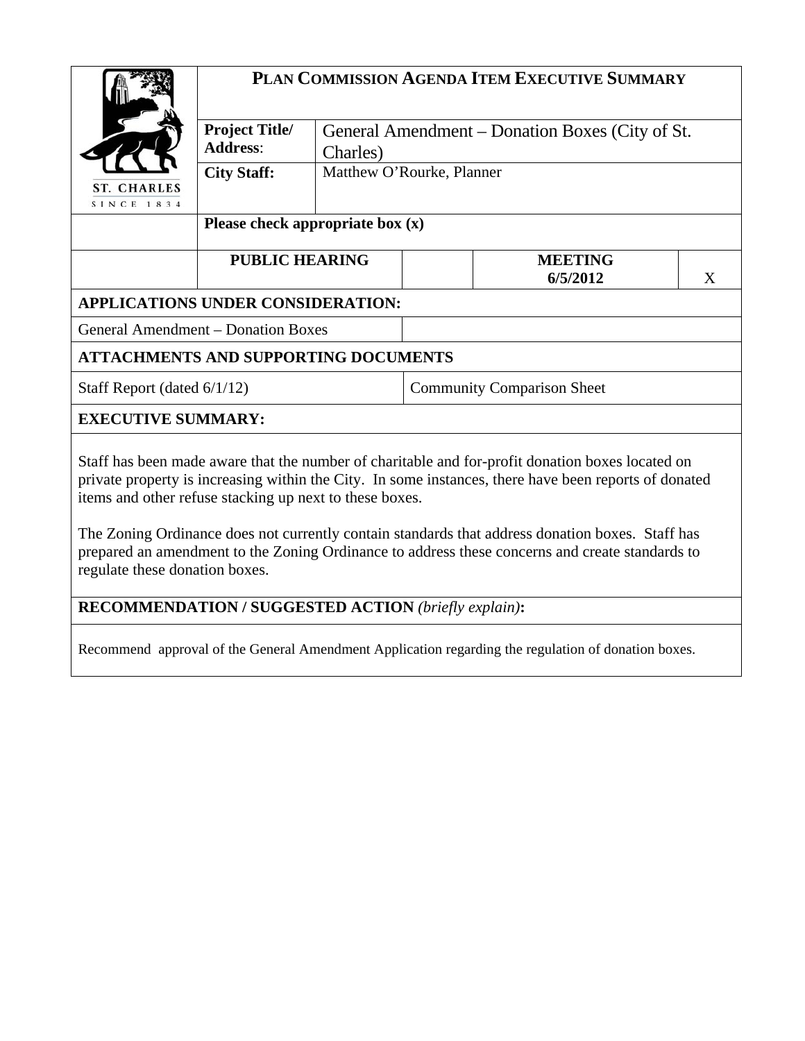| ST. CHARLES SINCE 1834 | **PLAN COMMISSION AGENDA ITEM EXECUTIVE SUMMARY** | | | |
|---|---|---|---|---|
| | **Project Title/ Address**: | General Amendment – Donation Boxes (City of St. Charles) | | |
| | **City Staff:** | Matthew O'Rourke, Planner | | |
| | **Please check appropriate box (x)** | | | |
| | **PUBLIC HEARING** | | **MEETING 6/5/2012** | X |

| **APPLICATIONS UNDER CONSIDERATION:** | |
|---|---|
| General Amendment – Donation Boxes | |

| **ATTACHMENTS AND SUPPORTING DOCUMENTS** | |
|---|---|
| Staff Report (dated 6/1/12) | Community Comparison Sheet |

**EXECUTIVE SUMMARY:**

Staff has been made aware that the number of charitable and for-profit donation boxes located on private property is increasing within the City. In some instances, there have been reports of donated items and other refuse stacking up next to these boxes.

The Zoning Ordinance does not currently contain standards that address donation boxes. Staff has prepared an amendment to the Zoning Ordinance to address these concerns and create standards to regulate these donation boxes.

**RECOMMENDATION / SUGGESTED ACTION** *(briefly explain)***:**

Recommend approval of the General Amendment Application regarding the regulation of donation boxes.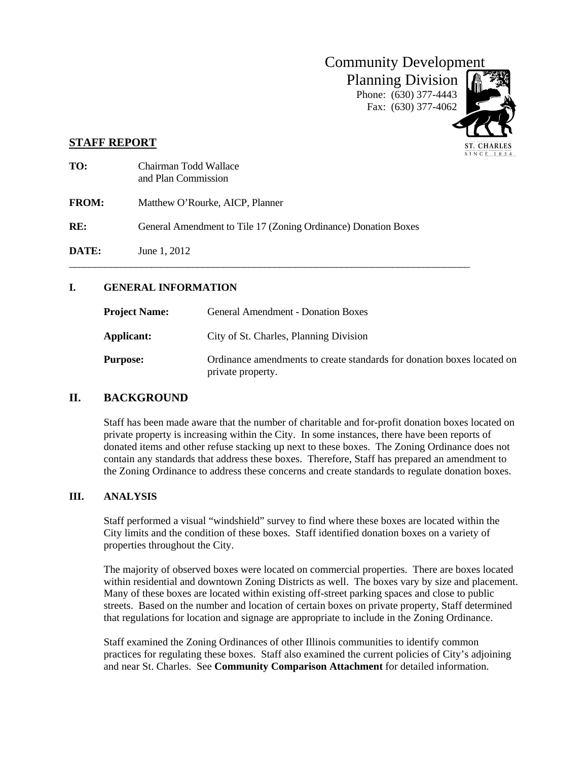Community Development
Planning Division
Phone: (630) 377-4443
Fax: (630) 377-4062

## STAFF REPORT

**TO:** Chairman Todd Wallace and Plan Commission

**FROM:** Matthew O'Rourke, AICP, Planner

**RE:** General Amendment to Tile 17 (Zoning Ordinance) Donation Boxes

**DATE:** June 1, 2012

---

### I. GENERAL INFORMATION

**Project Name:** General Amendment - Donation Boxes

**Applicant:** City of St. Charles, Planning Division

**Purpose:** Ordinance amendments to create standards for donation boxes located on private property.

## II. BACKGROUND

Staff has been made aware that the number of charitable and for-profit donation boxes located on private property is increasing within the City. In some instances, there have been reports of donated items and other refuse stacking up next to these boxes. The Zoning Ordinance does not contain any standards that address these boxes. Therefore, Staff has prepared an amendment to the Zoning Ordinance to address these concerns and create standards to regulate donation boxes.

### III. ANALYSIS

Staff performed a visual "windshield" survey to find where these boxes are located within the City limits and the condition of these boxes. Staff identified donation boxes on a variety of properties throughout the City.

The majority of observed boxes were located on commercial properties. There are boxes located within residential and downtown Zoning Districts as well. The boxes vary by size and placement. Many of these boxes are located within existing off-street parking spaces and close to public streets. Based on the number and location of certain boxes on private property, Staff determined that regulations for location and signage are appropriate to include in the Zoning Ordinance.

Staff examined the Zoning Ordinances of other Illinois communities to identify common practices for regulating these boxes. Staff also examined the current policies of City's adjoining and near St. Charles. See **Community Comparison Attachment** for detailed information.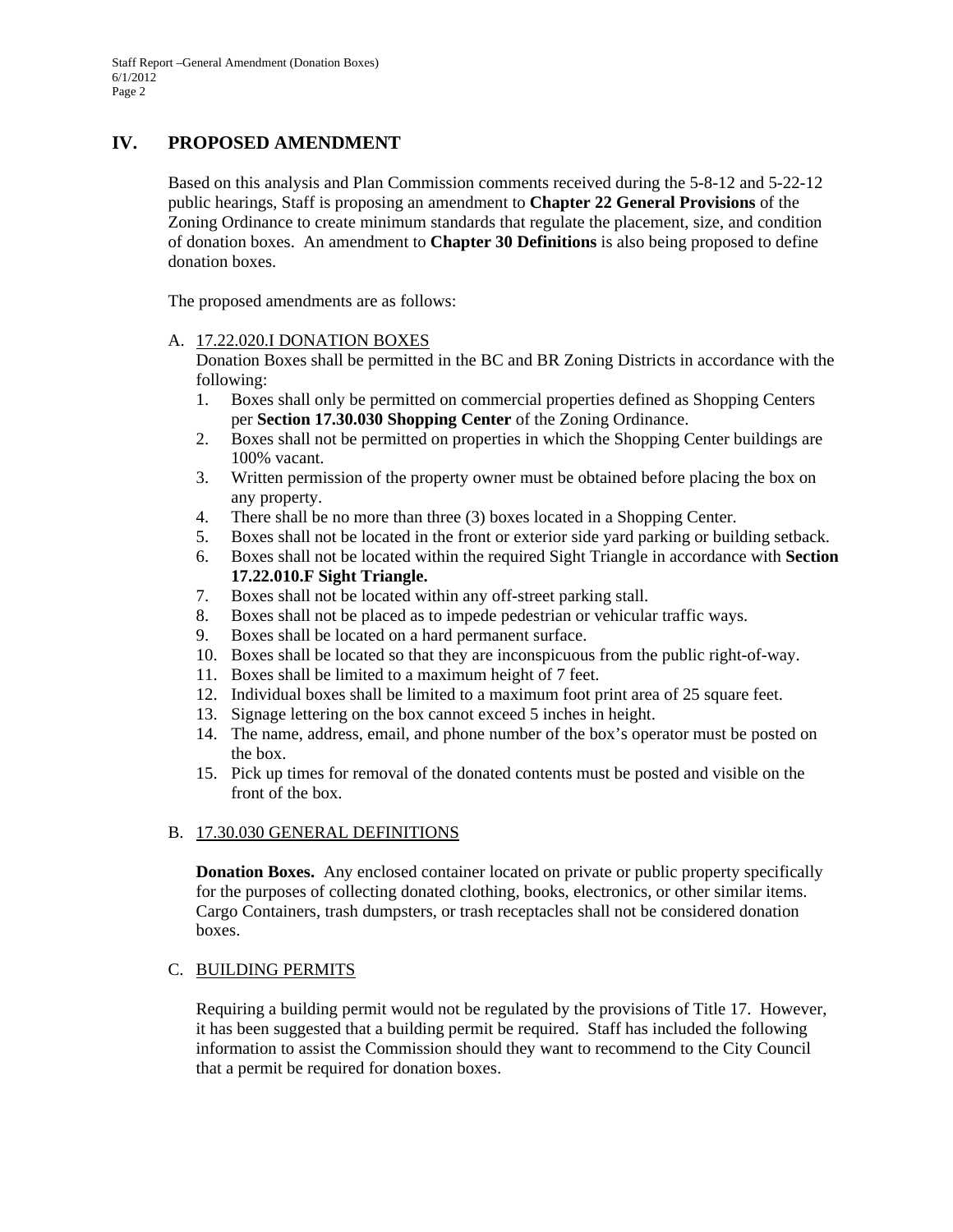## IV. PROPOSED AMENDMENT

Based on this analysis and Plan Commission comments received during the 5-8-12 and 5-22-12 public hearings, Staff is proposing an amendment to **Chapter 22 General Provisions** of the Zoning Ordinance to create minimum standards that regulate the placement, size, and condition of donation boxes. An amendment to **Chapter 30 Definitions** is also being proposed to define donation boxes.

The proposed amendments are as follows:

A. <u>17.22.020.I DONATION BOXES</u>

Donation Boxes shall be permitted in the BC and BR Zoning Districts in accordance with the following:

1. Boxes shall only be permitted on commercial properties defined as Shopping Centers per **Section 17.30.030 Shopping Center** of the Zoning Ordinance.
2. Boxes shall not be permitted on properties in which the Shopping Center buildings are 100% vacant.
3. Written permission of the property owner must be obtained before placing the box on any property.
4. There shall be no more than three (3) boxes located in a Shopping Center.
5. Boxes shall not be located in the front or exterior side yard parking or building setback.
6. Boxes shall not be located within the required Sight Triangle in accordance with **Section 17.22.010.F Sight Triangle.**
7. Boxes shall not be located within any off-street parking stall.
8. Boxes shall not be placed as to impede pedestrian or vehicular traffic ways.
9. Boxes shall be located on a hard permanent surface.
10. Boxes shall be located so that they are inconspicuous from the public right-of-way.
11. Boxes shall be limited to a maximum height of 7 feet.
12. Individual boxes shall be limited to a maximum foot print area of 25 square feet.
13. Signage lettering on the box cannot exceed 5 inches in height.
14. The name, address, email, and phone number of the box's operator must be posted on the box.
15. Pick up times for removal of the donated contents must be posted and visible on the front of the box.

B. <u>17.30.030 GENERAL DEFINITIONS</u>

**Donation Boxes.** Any enclosed container located on private or public property specifically for the purposes of collecting donated clothing, books, electronics, or other similar items. Cargo Containers, trash dumpsters, or trash receptacles shall not be considered donation boxes.

C. <u>BUILDING PERMITS</u>

Requiring a building permit would not be regulated by the provisions of Title 17. However, it has been suggested that a building permit be required. Staff has included the following information to assist the Commission should they want to recommend to the City Council that a permit be required for donation boxes.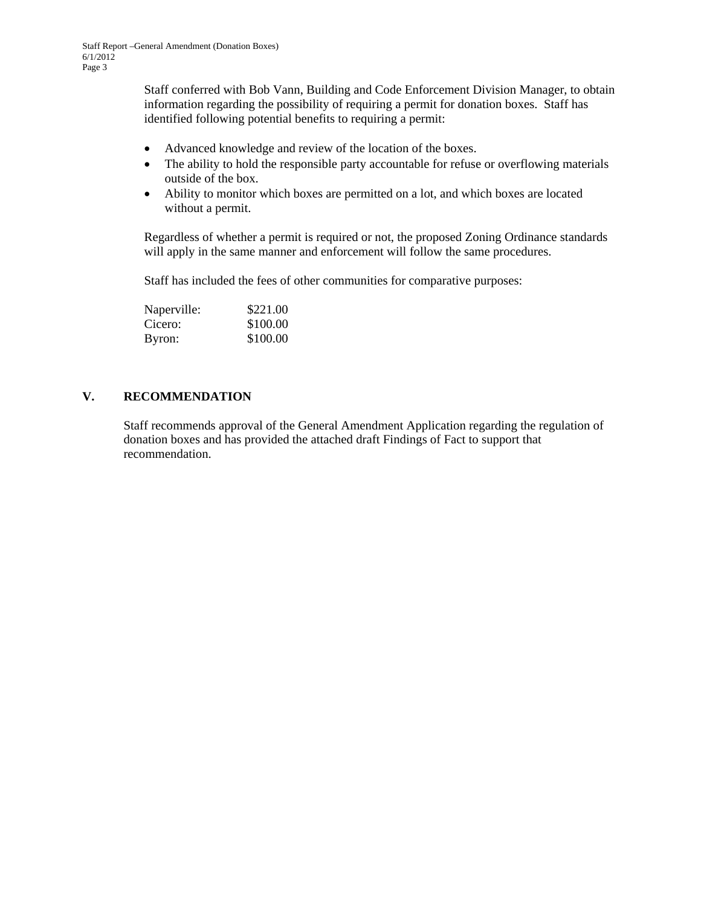Staff conferred with Bob Vann, Building and Code Enforcement Division Manager, to obtain information regarding the possibility of requiring a permit for donation boxes. Staff has identified following potential benefits to requiring a permit:

- Advanced knowledge and review of the location of the boxes.
- The ability to hold the responsible party accountable for refuse or overflowing materials outside of the box.
- Ability to monitor which boxes are permitted on a lot, and which boxes are located without a permit.

Regardless of whether a permit is required or not, the proposed Zoning Ordinance standards will apply in the same manner and enforcement will follow the same procedures.

Staff has included the fees of other communities for comparative purposes:

| | |
|---|---|
| Naperville: | $221.00 |
| Cicero: | $100.00 |
| Byron: | $100.00 |

## V. RECOMMENDATION

Staff recommends approval of the General Amendment Application regarding the regulation of donation boxes and has provided the attached draft Findings of Fact to support that recommendation.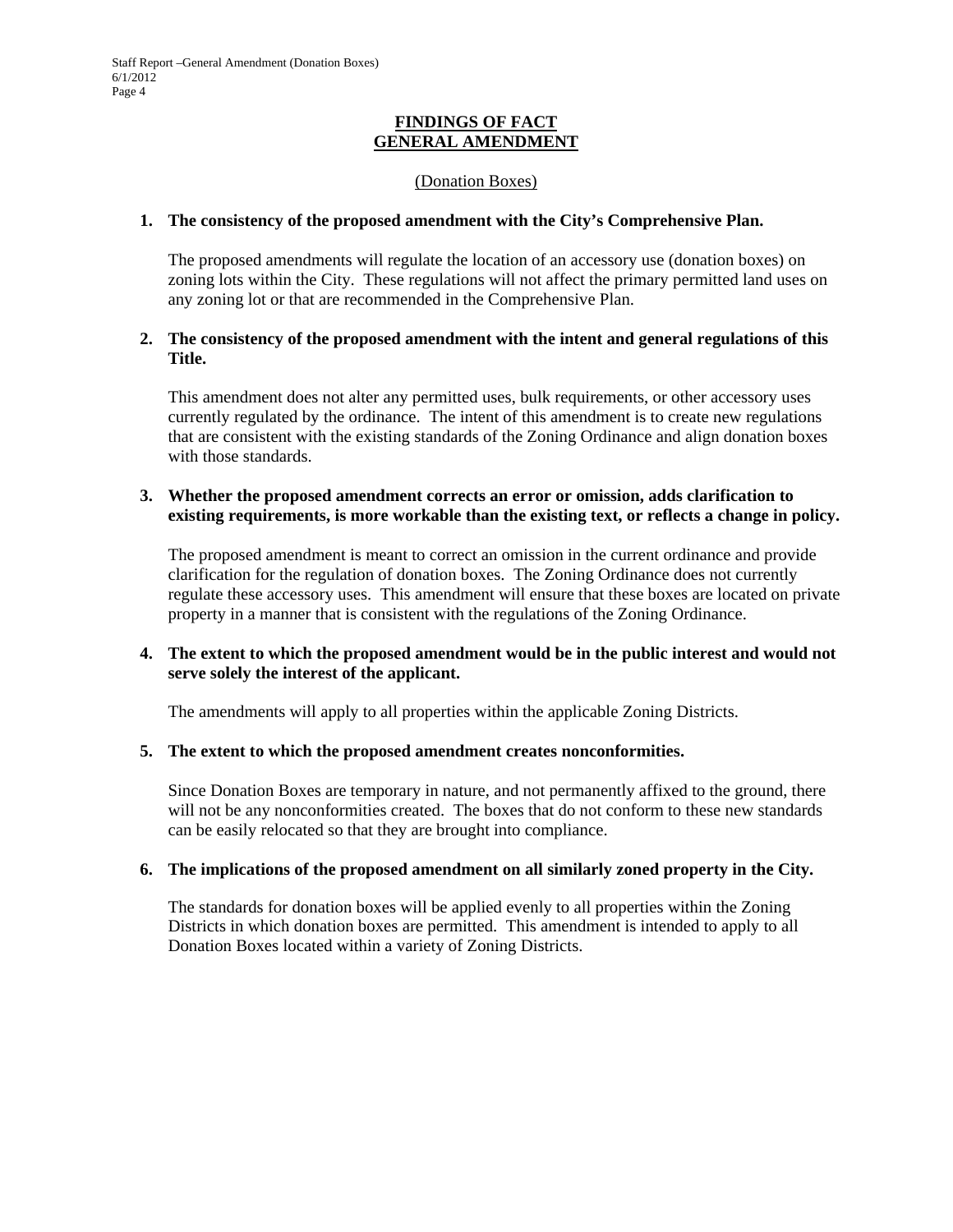# FINDINGS OF FACT
# GENERAL AMENDMENT

(Donation Boxes)

1. **The consistency of the proposed amendment with the City's Comprehensive Plan.**

   The proposed amendments will regulate the location of an accessory use (donation boxes) on zoning lots within the City. These regulations will not affect the primary permitted land uses on any zoning lot or that are recommended in the Comprehensive Plan.

2. **The consistency of the proposed amendment with the intent and general regulations of this Title.**

   This amendment does not alter any permitted uses, bulk requirements, or other accessory uses currently regulated by the ordinance. The intent of this amendment is to create new regulations that are consistent with the existing standards of the Zoning Ordinance and align donation boxes with those standards.

3. **Whether the proposed amendment corrects an error or omission, adds clarification to existing requirements, is more workable than the existing text, or reflects a change in policy.**

   The proposed amendment is meant to correct an omission in the current ordinance and provide clarification for the regulation of donation boxes. The Zoning Ordinance does not currently regulate these accessory uses. This amendment will ensure that these boxes are located on private property in a manner that is consistent with the regulations of the Zoning Ordinance.

4. **The extent to which the proposed amendment would be in the public interest and would not serve solely the interest of the applicant.**

   The amendments will apply to all properties within the applicable Zoning Districts.

5. **The extent to which the proposed amendment creates nonconformities.**

   Since Donation Boxes are temporary in nature, and not permanently affixed to the ground, there will not be any nonconformities created. The boxes that do not conform to these new standards can be easily relocated so that they are brought into compliance.

6. **The implications of the proposed amendment on all similarly zoned property in the City.**

   The standards for donation boxes will be applied evenly to all properties within the Zoning Districts in which donation boxes are permitted. This amendment is intended to apply to all Donation Boxes located within a variety of Zoning Districts.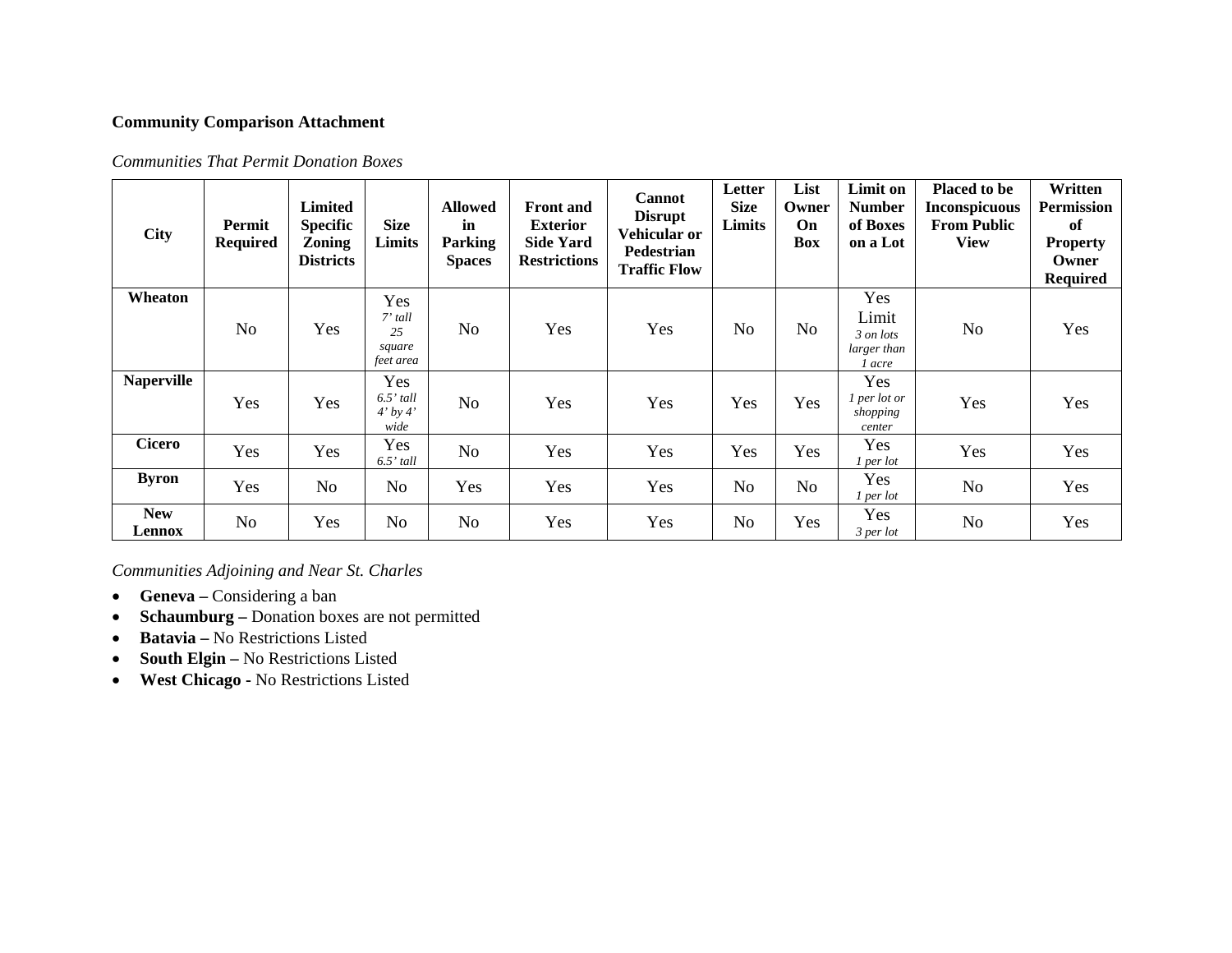**Community Comparison Attachment**

*Communities That Permit Donation Boxes*

| City | Permit Required | Limited Specific Zoning Districts | Size Limits | Allowed in Parking Spaces | Front and Exterior Side Yard Restrictions | Cannot Disrupt Vehicular or Pedestrian Traffic Flow | Letter Size Limits | List Owner On Box | Limit on Number of Boxes on a Lot | Placed to be Inconspicuous From Public View | Written Permission of Property Owner Required |
|---|---|---|---|---|---|---|---|---|---|---|---|
| **Wheaton** | No | Yes | Yes *7' tall 25 square feet area* | No | Yes | Yes | No | No | Yes Limit *3 on lots larger than 1 acre* | No | Yes |
| **Naperville** | Yes | Yes | Yes *6.5' tall 4' by 4' wide* | No | Yes | Yes | Yes | Yes | Yes *1 per lot or shopping center* | Yes | Yes |
| **Cicero** | Yes | Yes | Yes *6.5' tall* | No | Yes | Yes | Yes | Yes | Yes *1 per lot* | Yes | Yes |
| **Byron** | Yes | No | No | Yes | Yes | Yes | No | No | Yes *1 per lot* | No | Yes |
| **New Lennox** | No | Yes | No | No | Yes | Yes | No | Yes | Yes *3 per lot* | No | Yes |

*Communities Adjoining and Near St. Charles*

- **Geneva –** Considering a ban
- **Schaumburg –** Donation boxes are not permitted
- **Batavia –** No Restrictions Listed
- **South Elgin –** No Restrictions Listed
- **West Chicago -** No Restrictions Listed